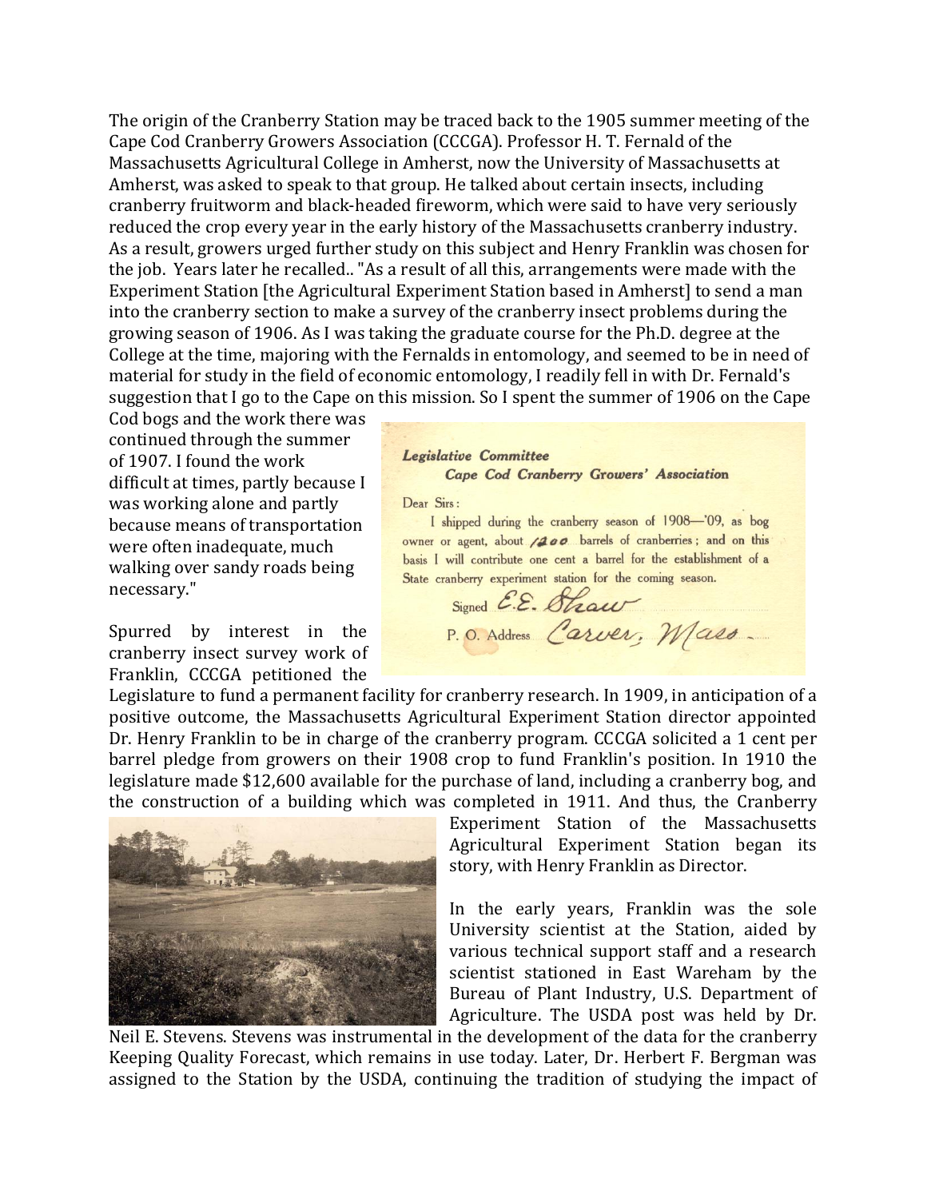The origin of the Cranberry Station may be traced back to the 1905 summer meeting of the Cape Cod Cranberry Growers Association (CCCGA). Professor H. T. Fernald of the Massachusetts Agricultural College in Amherst, now the University of Massachusetts at Amherst, was asked to speak to that group. He talked about certain insects, including cranberry fruitworm and black-headed fireworm, which were said to have very seriously reduced the crop every year in the early history of the Massachusetts cranberry industry. As a result, growers urged further study on this subject and Henry Franklin was chosen for the job. Years later he recalled.. "As a result of all this, arrangements were made with the Experiment Station [the Agricultural Experiment Station based in Amherst] to send a man into the cranberry section to make a survey of the cranberry insect problems during the growing season of 1906. As I was taking the graduate course for the Ph.D. degree at the College at the time, majoring with the Fernalds in entomology, and seemed to be in need of material for study in the field of economic entomology, I readily fell in with Dr. Fernald's suggestion that I go to the Cape on this mission. So I spent the summer of 1906 on the Cape Cod bogs and the work there was continued through the summer of 1907. I found the work difficult at times, partly because I was working alone and partly because means of transportation were often inadequate, much walking over sandy roads being necessary."

Spurred by interest in the cranberry insect survey work of Franklin, CCCGA petitioned the Legislature to fund a permanent facility for cranberry research. In 1909, in anticipation of a positive outcome, the Massachusetts Agricultural Experiment Station director appointed Dr. Henry Franklin to be in charge of the cranberry program. CCCGA solicited a 1 cent per barrel pledge from growers on their 1908 crop to fund Franklin's position. In 1910 the legislature made $12,600 available for the purchase of land, including a cranberry bog, and the construction of a building which was completed in 1911. And thus, the Cranberry Experiment Station of the Massachusetts Agricultural Experiment Station began its story, with Henry Franklin as Director.

In the early years, Franklin was the sole University scientist at the Station, aided by various technical support staff and a research scientist stationed in East Wareham by the Bureau of Plant Industry, U.S. Department of Agriculture. The USDA post was held by Dr. Neil E. Stevens. Stevens was instrumental in the development of the data for the cranberry Keeping Quality Forecast, which remains in use today. Later, Dr. Herbert F. Bergman was assigned to the Station by the USDA, continuing the tradition of studying the impact of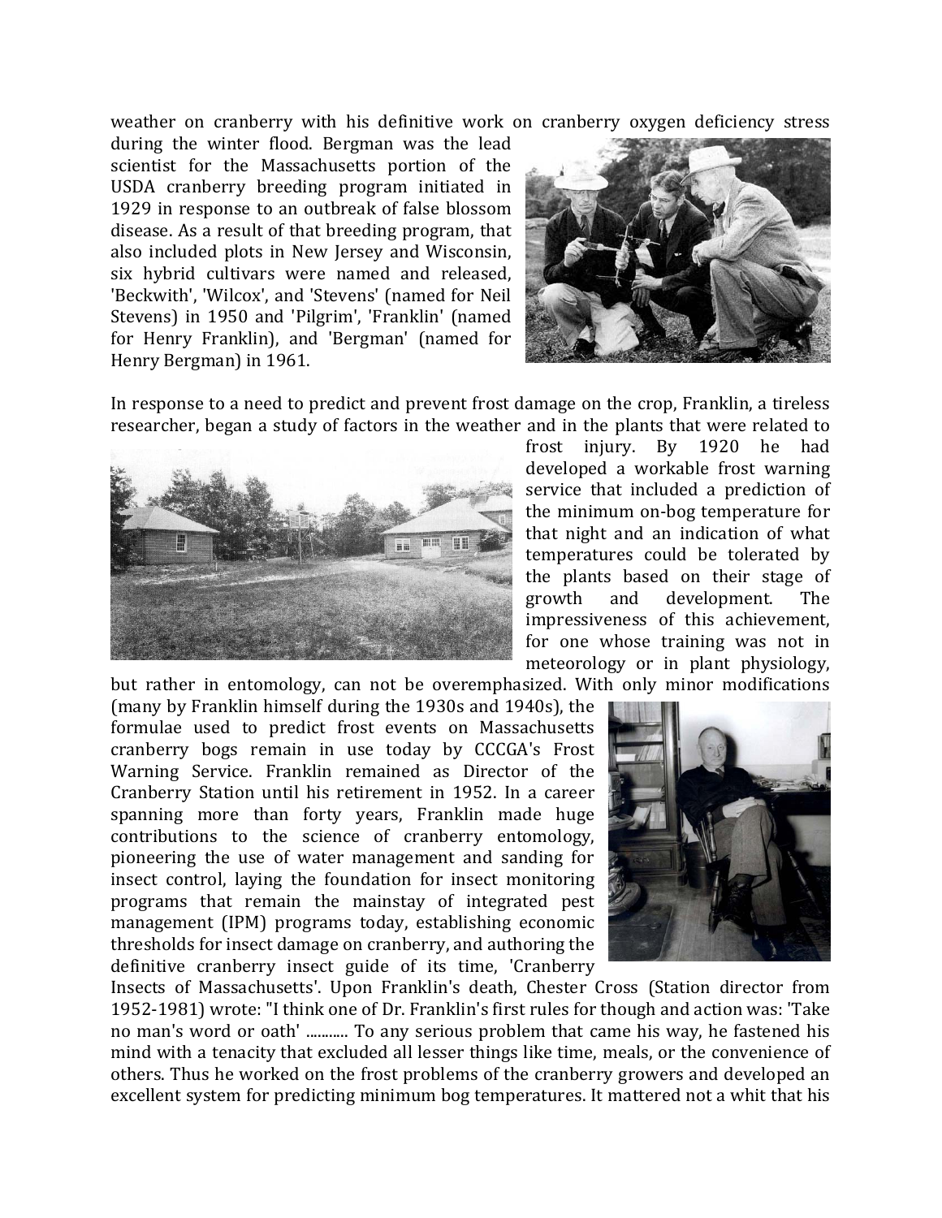weather on cranberry with his definitive work on cranberry oxygen deficiency stress during the winter flood. Bergman was the lead scientist for the Massachusetts portion of the USDA cranberry breeding program initiated in 1929 in response to an outbreak of false blossom disease. As a result of that breeding program, that also included plots in New Jersey and Wisconsin, six hybrid cultivars were named and released, 'Beckwith', 'Wilcox', and 'Stevens' (named for Neil Stevens) in 1950 and 'Pilgrim', 'Franklin' (named for Henry Franklin), and 'Bergman' (named for Henry Bergman) in 1961.

In response to a need to predict and prevent frost damage on the crop, Franklin, a tireless researcher, began a study of factors in the weather and in the plants that were related to frost injury. By 1920 he had developed a workable frost warning service that included a prediction of the minimum on-bog temperature for that night and an indication of what temperatures could be tolerated by the plants based on their stage of growth and development. The impressiveness of this achievement, for one whose training was not in meteorology or in plant physiology, but rather in entomology, can not be overemphasized. With only minor modifications (many by Franklin himself during the 1930s and 1940s), the formulae used to predict frost events on Massachusetts cranberry bogs remain in use today by CCCGA's Frost Warning Service. Franklin remained as Director of the Cranberry Station until his retirement in 1952. In a career spanning more than forty years, Franklin made huge contributions to the science of cranberry entomology, pioneering the use of water management and sanding for insect control, laying the foundation for insect monitoring programs that remain the mainstay of integrated pest management (IPM) programs today, establishing economic thresholds for insect damage on cranberry, and authoring the definitive cranberry insect guide of its time, 'Cranberry Insects of Massachusetts'. Upon Franklin's death, Chester Cross (Station director from 1952-1981) wrote: "I think one of Dr. Franklin's first rules for though and action was: 'Take no man's word or oath' ........... To any serious problem that came his way, he fastened his mind with a tenacity that excluded all lesser things like time, meals, or the convenience of others. Thus he worked on the frost problems of the cranberry growers and developed an excellent system for predicting minimum bog temperatures. It mattered not a whit that his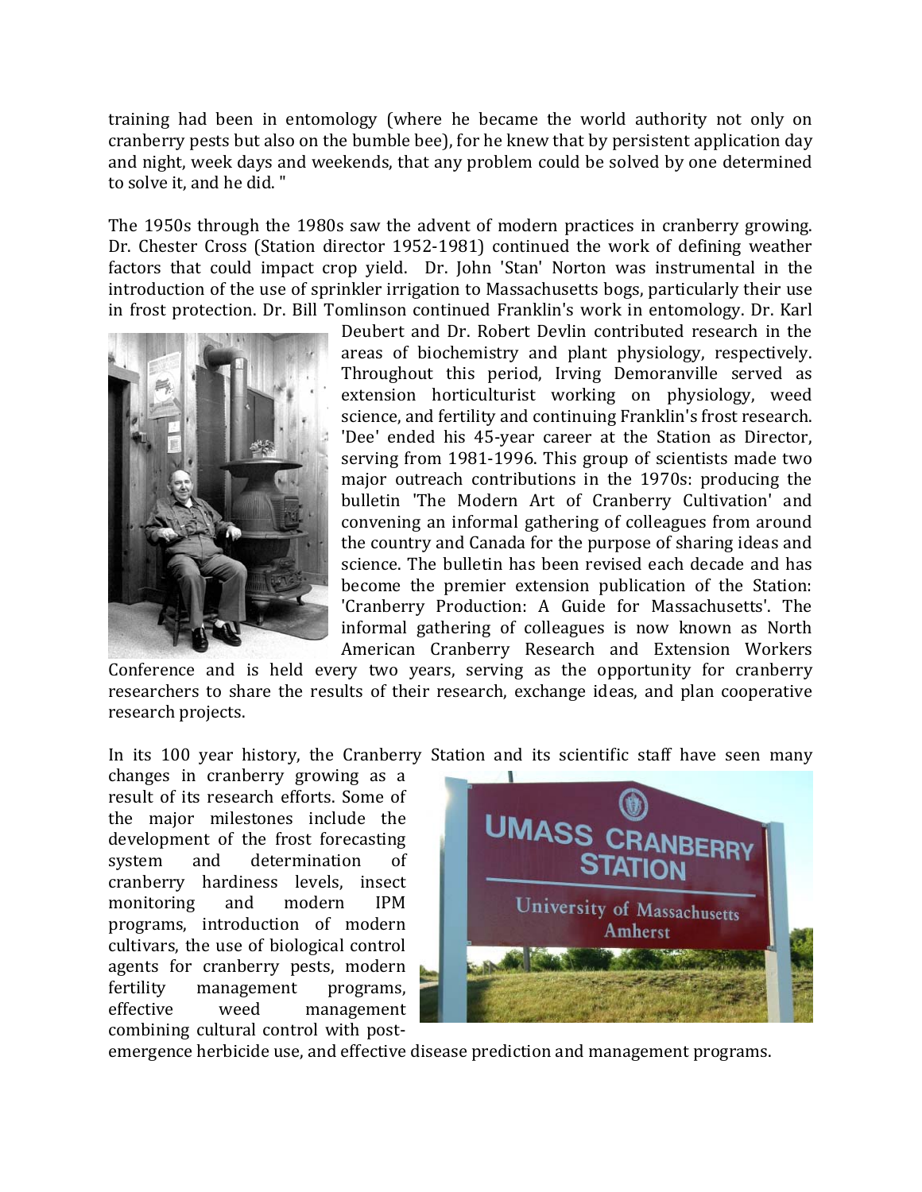training had been in entomology (where he became the world authority not only on cranberry pests but also on the bumble bee), for he knew that by persistent application day and night, week days and weekends, that any problem could be solved by one determined to solve it, and he did. "

The 1950s through the 1980s saw the advent of modern practices in cranberry growing. Dr. Chester Cross (Station director 1952-1981) continued the work of defining weather factors that could impact crop yield. Dr. John 'Stan' Norton was instrumental in the introduction of the use of sprinkler irrigation to Massachusetts bogs, particularly their use in frost protection. Dr. Bill Tomlinson continued Franklin's work in entomology. Dr. Karl Deubert and Dr. Robert Devlin contributed research in the areas of biochemistry and plant physiology, respectively. Throughout this period, Irving Demoranville served as extension horticulturist working on physiology, weed science, and fertility and continuing Franklin's frost research. 'Dee' ended his 45-year career at the Station as Director, serving from 1981-1996. This group of scientists made two major outreach contributions in the 1970s: producing the bulletin 'The Modern Art of Cranberry Cultivation' and convening an informal gathering of colleagues from around the country and Canada for the purpose of sharing ideas and science. The bulletin has been revised each decade and has become the premier extension publication of the Station: 'Cranberry Production: A Guide for Massachusetts'. The informal gathering of colleagues is now known as North American Cranberry Research and Extension Workers Conference and is held every two years, serving as the opportunity for cranberry researchers to share the results of their research, exchange ideas, and plan cooperative research projects.

In its 100 year history, the Cranberry Station and its scientific staff have seen many changes in cranberry growing as a result of its research efforts. Some of the major milestones include the development of the frost forecasting system and determination of cranberry hardiness levels, insect monitoring and modern IPM programs, introduction of modern cultivars, the use of biological control agents for cranberry pests, modern fertility management programs, effective weed management combining cultural control with post-emergence herbicide use, and effective disease prediction and management programs.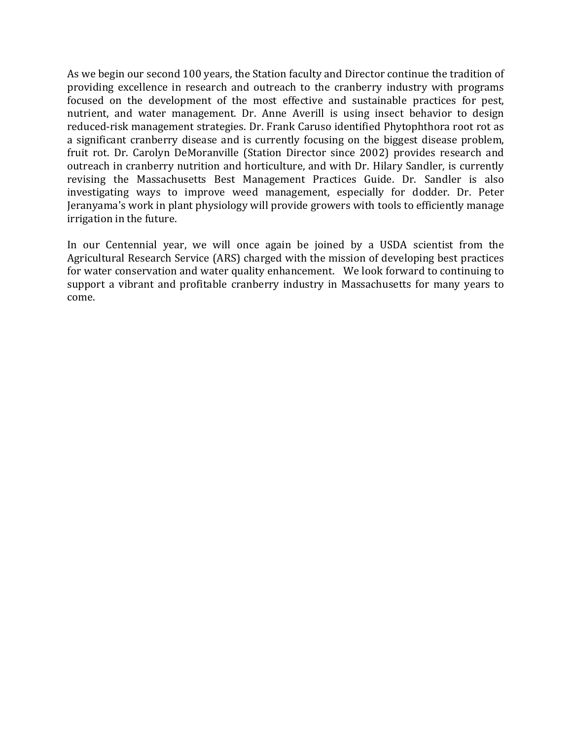As we begin our second 100 years, the Station faculty and Director continue the tradition of providing excellence in research and outreach to the cranberry industry with programs focused on the development of the most effective and sustainable practices for pest, nutrient, and water management. Dr. Anne Averill is using insect behavior to design reduced-risk management strategies. Dr. Frank Caruso identified Phytophthora root rot as a significant cranberry disease and is currently focusing on the biggest disease problem, fruit rot. Dr. Carolyn DeMoranville (Station Director since 2002) provides research and outreach in cranberry nutrition and horticulture, and with Dr. Hilary Sandler, is currently revising the Massachusetts Best Management Practices Guide. Dr. Sandler is also investigating ways to improve weed management, especially for dodder. Dr. Peter Jeranyama's work in plant physiology will provide growers with tools to efficiently manage irrigation in the future.

In our Centennial year, we will once again be joined by a USDA scientist from the Agricultural Research Service (ARS) charged with the mission of developing best practices for water conservation and water quality enhancement. We look forward to continuing to support a vibrant and profitable cranberry industry in Massachusetts for many years to come.